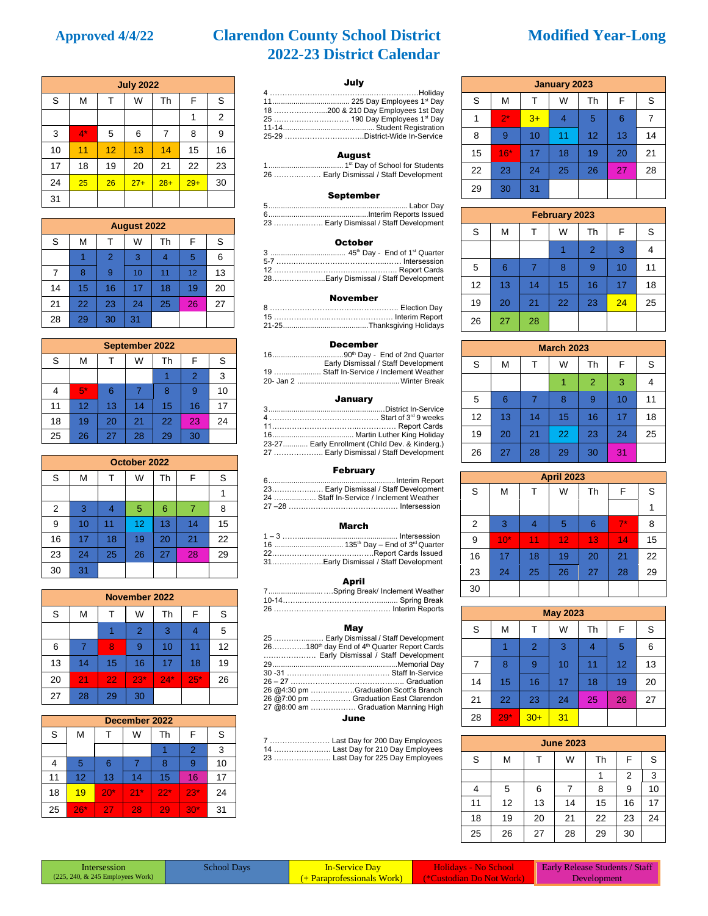**Approved 4/4/22**

# Clarendon County School District 2022-23 District Calendar

**Modified Year-Long**

| July 2022 | | | | | | |
|---|---|---|---|---|---|---|
| S | M | T | W | Th | F | S |
| | | | | | 1 | 2 |
| 3 | 4* | 5 | 6 | 7 | 8 | 9 |
| 10 | 11 | 12 | 13 | 14 | 15 | 16 |
| 17 | 18 | 19 | 20 | 21 | 22 | 23 |
| 24 | 25 | 26 | 27+ | 28+ | 29+ | 30 |
| 31 | | | | | | |

| August 2022 | | | | | | |
|---|---|---|---|---|---|---|
| S | M | T | W | Th | F | S |
| | 1 | 2 | 3 | 4 | 5 | 6 |
| 7 | 8 | 9 | 10 | 11 | 12 | 13 |
| 14 | 15 | 16 | 17 | 18 | 19 | 20 |
| 21 | 22 | 23 | 24 | 25 | 26 | 27 |
| 28 | 29 | 30 | 31 | | | |

| September 2022 | | | | | | |
|---|---|---|---|---|---|---|
| S | M | T | W | Th | F | S |
| | | | | 1 | 2 | 3 |
| 4 | 5* | 6 | 7 | 8 | 9 | 10 |
| 11 | 12 | 13 | 14 | 15 | 16 | 17 |
| 18 | 19 | 20 | 21 | 22 | 23 | 24 |
| 25 | 26 | 27 | 28 | 29 | 30 | |

| October 2022 | | | | | | |
|---|---|---|---|---|---|---|
| S | M | T | W | Th | F | S |
| | | | | | | 1 |
| 2 | 3 | 4 | 5 | 6 | 7 | 8 |
| 9 | 10 | 11 | 12 | 13 | 14 | 15 |
| 16 | 17 | 18 | 19 | 20 | 21 | 22 |
| 23 | 24 | 25 | 26 | 27 | 28 | 29 |
| 30 | 31 | | | | | |

| November 2022 | | | | | | |
|---|---|---|---|---|---|---|
| S | M | T | W | Th | F | S |
| | | 1 | 2 | 3 | 4 | 5 |
| 6 | 7 | 8 | 9 | 10 | 11 | 12 |
| 13 | 14 | 15 | 16 | 17 | 18 | 19 |
| 20 | 21 | 22 | 23* | 24* | 25* | 26 |
| 27 | 28 | 29 | 30 | | | |

| December 2022 | | | | | | |
|---|---|---|---|---|---|---|
| S | M | T | W | Th | F | S |
| | | | | 1 | 2 | 3 |
| 4 | 5 | 6 | 7 | 8 | 9 | 10 |
| 11 | 12 | 13 | 14 | 15 | 16 | 17 |
| 18 | 19 | 20* | 21* | 22* | 23* | 24 |
| 25 | 26* | 27 | 28 | 29 | 30* | 31 |

### July
- 4 ........ Holiday
- 11 ........ 225 Day Employees 1st Day
- 18 ........ 200 & 210 Day Employees 1st Day
- 25 ........ 190 Day Employees 1st Day
- 11-14 ........ Student Registration
- 25-29 ........ District-Wide In-Service

### August
- 1 ........ 1st Day of School for Students
- 26 ........ Early Dismissal / Staff Development

### September
- 5 ........ Labor Day
- 6 ........ Interim Reports Issued
- 23 ........ Early Dismissal / Staff Development

### October
- 3 ........ 45th Day - End of 1st Quarter
- 5-7 ........ Intersession
- 12 ........ Report Cards
- 28 ........ Early Dismissal / Staff Development

### November
- 8 ........ Election Day
- 15 ........ Interim Report
- 21-25 ........ Thanksgiving Holidays

### December
- 16 ........ 90th Day - End of 2nd Quarter, Early Dismissal / Staff Development
- 19 ........ Staff In-Service / Inclement Weather
- 20- Jan 2 ........ Winter Break

### January
- 3 ........ District In-Service
- 4 ........ Start of 3rd 9 weeks
- 11 ........ Report Cards
- 16 ........ Martin Luther King Holiday
- 23-27 ........ Early Enrollment (Child Dev. & Kinderg.)
- 27 ........ Early Dismissal / Staff Development

### February
- 6 ........ Interim Report
- 23 ........ Early Dismissal / Staff Development
- 24 ........ Staff In-Service / Inclement Weather
- 27 –28 ........ Intersession

### March
- 1 – 3 ........ Intersession
- 16 ........ 135th Day – End of 3rd Quarter
- 22 ........ Report Cards Issued
- 31 ........ Early Dismissal / Staff Development

### April
- 7 ........ Spring Break/ Inclement Weather
- 10-14 ........ Spring Break
- 26 ........ Interim Reports

### May
- 25 ........ Early Dismissal / Staff Development
- 26 ........ 180th day End of 4th Quarter Report Cards ........ Early Dismissal / Staff Development
- 29 ........ Memorial Day
- 30 -31 ........ Staff In-Service
- 26 – 27 ........ Graduation
- 26 @4:30 pm ........ Graduation Scott's Branch
- 26 @7:00 pm ........ Graduation East Clarendon
- 27 @8:00 am ........ Graduation Manning High

### June
- 7 ........ Last Day for 200 Day Employees
- 14 ........ Last Day for 210 Day Employees
- 23 ........ Last Day for 225 Day Employees

| January 2023 | | | | | | |
|---|---|---|---|---|---|---|
| S | M | T | W | Th | F | S |
| 1 | 2* | 3+ | 4 | 5 | 6 | 7 |
| 8 | 9 | 10 | 11 | 12 | 13 | 14 |
| 15 | 16* | 17 | 18 | 19 | 20 | 21 |
| 22 | 23 | 24 | 25 | 26 | 27 | 28 |
| 29 | 30 | 31 | | | | |

| February 2023 | | | | | | |
|---|---|---|---|---|---|---|
| S | M | T | W | Th | F | S |
| | | | 1 | 2 | 3 | 4 |
| 5 | 6 | 7 | 8 | 9 | 10 | 11 |
| 12 | 13 | 14 | 15 | 16 | 17 | 18 |
| 19 | 20 | 21 | 22 | 23 | 24 | 25 |
| 26 | 27 | 28 | | | | |

| March 2023 | | | | | | |
|---|---|---|---|---|---|---|
| S | M | T | W | Th | F | S |
| | | | 1 | 2 | 3 | 4 |
| 5 | 6 | 7 | 8 | 9 | 10 | 11 |
| 12 | 13 | 14 | 15 | 16 | 17 | 18 |
| 19 | 20 | 21 | 22 | 23 | 24 | 25 |
| 26 | 27 | 28 | 29 | 30 | 31 | |

| April 2023 | | | | | | |
|---|---|---|---|---|---|---|
| S | M | T | W | Th | F | S |
| | | | | | | 1 |
| 2 | 3 | 4 | 5 | 6 | 7* | 8 |
| 9 | 10* | 11 | 12 | 13 | 14 | 15 |
| 16 | 17 | 18 | 19 | 20 | 21 | 22 |
| 23 | 24 | 25 | 26 | 27 | 28 | 29 |
| 30 | | | | | | |

| May 2023 | | | | | | |
|---|---|---|---|---|---|---|
| S | M | T | W | Th | F | S |
| | 1 | 2 | 3 | 4 | 5 | 6 |
| 7 | 8 | 9 | 10 | 11 | 12 | 13 |
| 14 | 15 | 16 | 17 | 18 | 19 | 20 |
| 21 | 22 | 23 | 24 | 25 | 26 | 27 |
| 28 | 29* | 30+ | 31 | | | |

| June 2023 | | | | | | |
|---|---|---|---|---|---|---|
| S | M | T | W | Th | F | S |
| | | | | 1 | 2 | 3 |
| 4 | 5 | 6 | 7 | 8 | 9 | 10 |
| 11 | 12 | 13 | 14 | 15 | 16 | 17 |
| 18 | 19 | 20 | 21 | 22 | 23 | 24 |
| 25 | 26 | 27 | 28 | 29 | 30 | |

| Intersession (225, 240, & 245 Employees Work) | School Days | In-Service Day (+ Paraprofessionals Work) | Holidays - No School (*Custodian Do Not Work) | Early Release Students / Staff Development |
|---|---|---|---|---|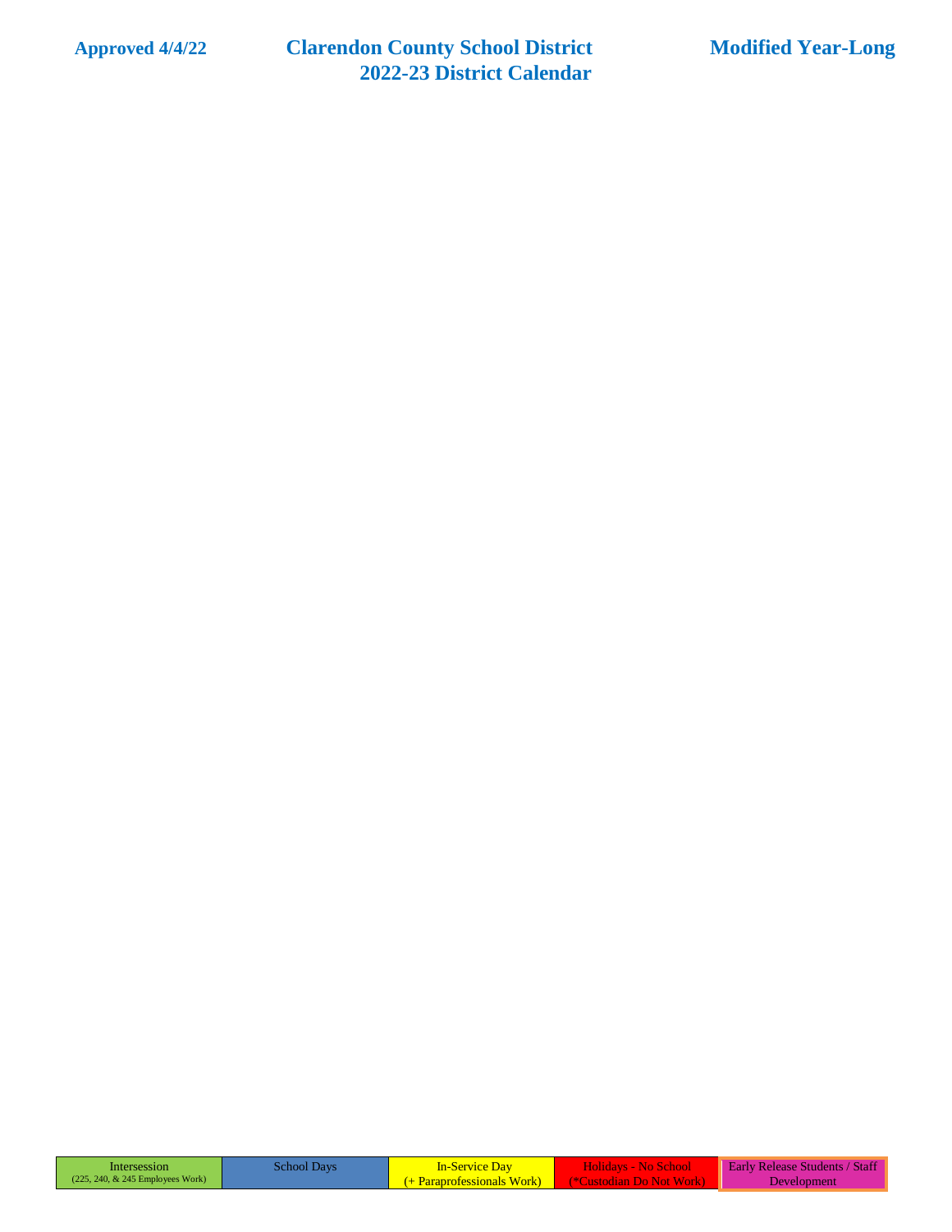Approved 4/4/22

# Clarendon County School District
# 2022-23 District Calendar

Modified Year-Long

| | | | | |
|---|---|---|---|---|
| Intersession (225, 240, & 245 Employees Work) | School Days | In-Service Day (+ Paraprofessionals Work) | Holidays - No School (*Custodian Do Not Work) | Early Release Students / Staff Development |